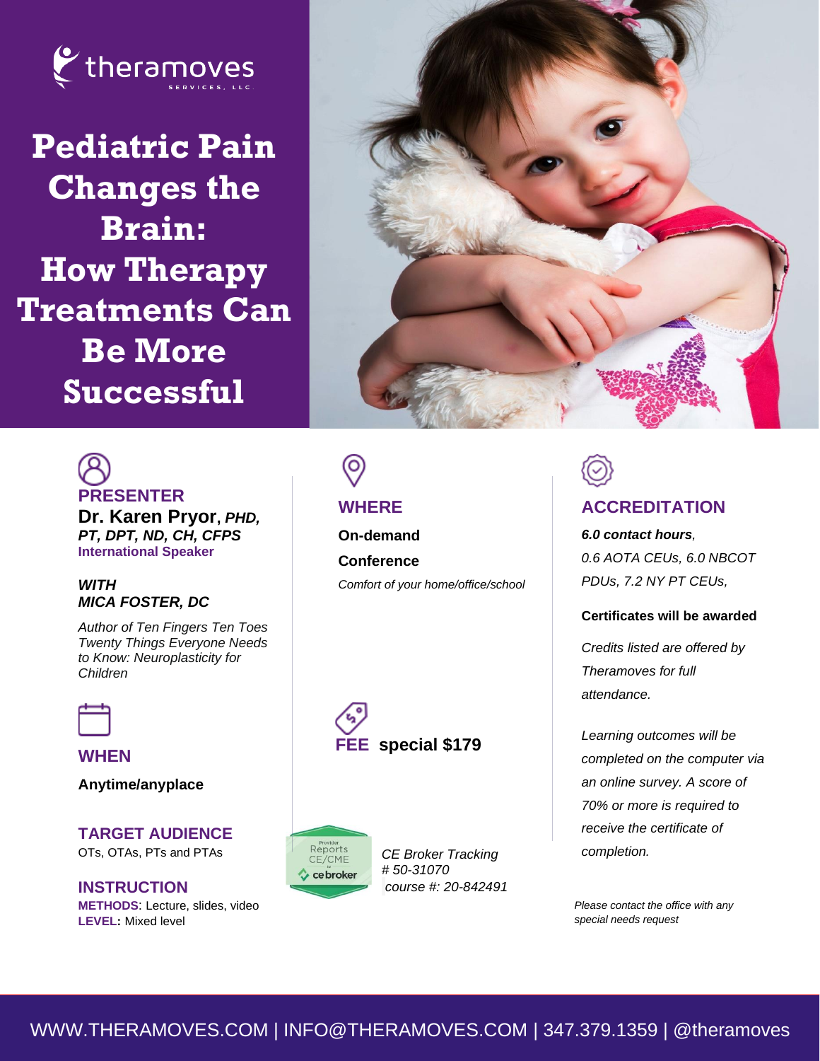theramoves SERVICES, LLC

# Pediatric Pain Changes the Brain: How Therapy Treatments Can Be More Successful

## PRESENTER

**Dr. Karen Pryor**, ***PHD, PT, DPT, ND, CH, CFPS***
**International Speaker**

***WITH***
***MICA FOSTER, DC***

*Author of Ten Fingers Ten Toes Twenty Things Everyone Needs to Know: Neuroplasticity for Children*

## WHEN

**Anytime/anyplace**

## TARGET AUDIENCE

OTs, OTAs, PTs and PTAs

## INSTRUCTION

**METHODS**: Lecture, slides, video
**LEVEL:** Mixed level

## WHERE

**On-demand**

**Conference**

*Comfort of your home/office/school*

## FEE

**special $179**

Provider Reports CE/CME to cebroker

*CE Broker Tracking # 50-31070*
*course #: 20-842491*

## ACCREDITATION

***6.0 contact hours****, 0.6 AOTA CEUs, 6.0 NBCOT PDUs, 7.2 NY PT CEUs,*

**Certificates will be awarded**

*Credits listed are offered by Theramoves for full attendance.*

*Learning outcomes will be completed on the computer via an online survey. A score of 70% or more is required to receive the certificate of completion.*

*Please contact the office with any special needs request*

WWW.THERAMOVES.COM | INFO@THERAMOVES.COM | 347.379.1359 | @theramoves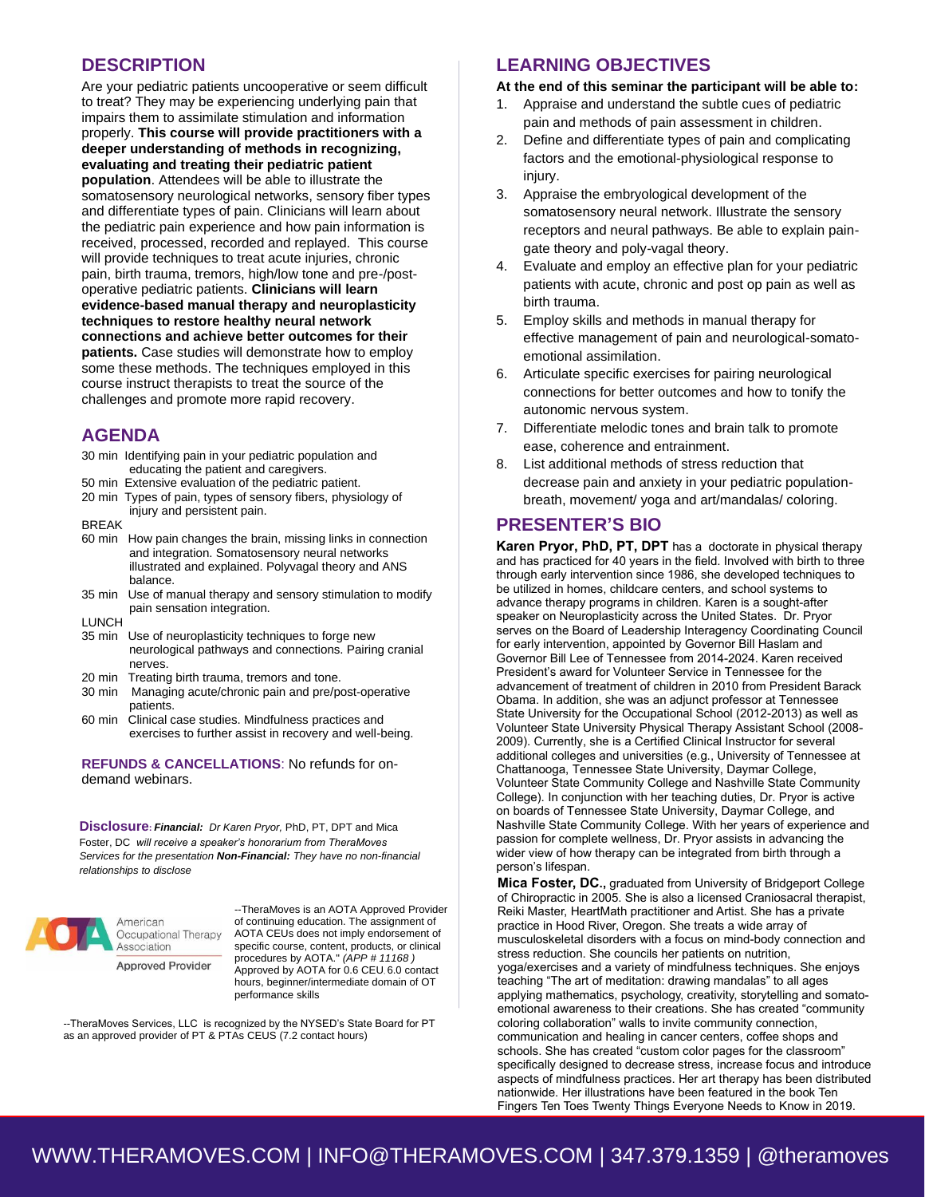## DESCRIPTION

Are your pediatric patients uncooperative or seem difficult to treat? They may be experiencing underlying pain that impairs them to assimilate stimulation and information properly. **This course will provide practitioners with a deeper understanding of methods in recognizing, evaluating and treating their pediatric patient population**. Attendees will be able to illustrate the somatosensory neurological networks, sensory fiber types and differentiate types of pain. Clinicians will learn about the pediatric pain experience and how pain information is received, processed, recorded and replayed. This course will provide techniques to treat acute injuries, chronic pain, birth trauma, tremors, high/low tone and pre-/post-operative pediatric patients. **Clinicians will learn evidence-based manual therapy and neuroplasticity techniques to restore healthy neural network connections and achieve better outcomes for their patients.** Case studies will demonstrate how to employ some these methods. The techniques employed in this course instruct therapists to treat the source of the challenges and promote more rapid recovery.

## AGENDA

30 min Identifying pain in your pediatric population and educating the patient and caregivers.
50 min Extensive evaluation of the pediatric patient.
20 min Types of pain, types of sensory fibers, physiology of injury and persistent pain.
BREAK
60 min How pain changes the brain, missing links in connection and integration. Somatosensory neural networks illustrated and explained. Polyvagal theory and ANS balance.
35 min Use of manual therapy and sensory stimulation to modify pain sensation integration.
LUNCH
35 min Use of neuroplasticity techniques to forge new neurological pathways and connections. Pairing cranial nerves.
20 min Treating birth trauma, tremors and tone.
30 min Managing acute/chronic pain and pre/post-operative patients.
60 min Clinical case studies. Mindfulness practices and exercises to further assist in recovery and well-being.

**REFUNDS & CANCELLATIONS**: No refunds for on-demand webinars.

**Disclosure**: ***Financial:*** *Dr Karen Pryor,* PhD, PT, DPT and Mica Foster, DC *will receive a speaker's honorarium from TheraMoves Services for the presentation* ***Non-Financial:*** *They have no non-financial relationships to disclose*

American Occupational Therapy Association
Approved Provider

--TheraMoves is an AOTA Approved Provider of continuing education. The assignment of AOTA CEUs does not imply endorsement of specific course, content, products, or clinical procedures by AOTA." *(APP # 11168 )* Approved by AOTA for 0.6 CEU 6.0 contact hours, beginner/intermediate domain of OT performance skills

--TheraMoves Services, LLC is recognized by the NYSED's State Board for PT as an approved provider of PT & PTAs CEUS (7.2 contact hours)

## LEARNING OBJECTIVES

**At the end of this seminar the participant will be able to:**

1. Appraise and understand the subtle cues of pediatric pain and methods of pain assessment in children.
2. Define and differentiate types of pain and complicating factors and the emotional-physiological response to injury.
3. Appraise the embryological development of the somatosensory neural network. Illustrate the sensory receptors and neural pathways. Be able to explain pain-gate theory and poly-vagal theory.
4. Evaluate and employ an effective plan for your pediatric patients with acute, chronic and post op pain as well as birth trauma.
5. Employ skills and methods in manual therapy for effective management of pain and neurological-somato-emotional assimilation.
6. Articulate specific exercises for pairing neurological connections for better outcomes and how to tonify the autonomic nervous system.
7. Differentiate melodic tones and brain talk to promote ease, coherence and entrainment.
8. List additional methods of stress reduction that decrease pain and anxiety in your pediatric population- breath, movement/ yoga and art/mandalas/ coloring.

## PRESENTER'S BIO

**Karen Pryor, PhD, PT, DPT** has a doctorate in physical therapy and has practiced for 40 years in the field. Involved with birth to three through early intervention since 1986, she developed techniques to be utilized in homes, childcare centers, and school systems to advance therapy programs in children. Karen is a sought-after speaker on Neuroplasticity across the United States. Dr. Pryor serves on the Board of Leadership Interagency Coordinating Council for early intervention, appointed by Governor Bill Haslam and Governor Bill Lee of Tennessee from 2014-2024. Karen received President's award for Volunteer Service in Tennessee for the advancement of treatment of children in 2010 from President Barack Obama. In addition, she was an adjunct professor at Tennessee State University for the Occupational School (2012-2013) as well as Volunteer State University Physical Therapy Assistant School (2008-2009). Currently, she is a Certified Clinical Instructor for several additional colleges and universities (e.g., University of Tennessee at Chattanooga, Tennessee State University, Daymar College, Volunteer State Community College and Nashville State Community College). In conjunction with her teaching duties, Dr. Pryor is active on boards of Tennessee State University, Daymar College, and Nashville State Community College. With her years of experience and passion for complete wellness, Dr. Pryor assists in advancing the wider view of how therapy can be integrated from birth through a person's lifespan.

**Mica Foster, DC.,** graduated from University of Bridgeport College of Chiropractic in 2005. She is also a licensed Craniosacral therapist, Reiki Master, HeartMath practitioner and Artist. She has a private practice in Hood River, Oregon. She treats a wide array of musculoskeletal disorders with a focus on mind-body connection and stress reduction. She councils her patients on nutrition, yoga/exercises and a variety of mindfulness techniques. She enjoys teaching "The art of meditation: drawing mandalas" to all ages applying mathematics, psychology, creativity, storytelling and somato-emotional awareness to their creations. She has created "community coloring collaboration" walls to invite community connection, communication and healing in cancer centers, coffee shops and schools. She has created "custom color pages for the classroom" specifically designed to decrease stress, increase focus and introduce aspects of mindfulness practices. Her art therapy has been distributed nationwide. Her illustrations have been featured in the book Ten Fingers Ten Toes Twenty Things Everyone Needs to Know in 2019.

WWW.THERAMOVES.COM | INFO@THERAMOVES.COM | 347.379.1359 | @theramoves